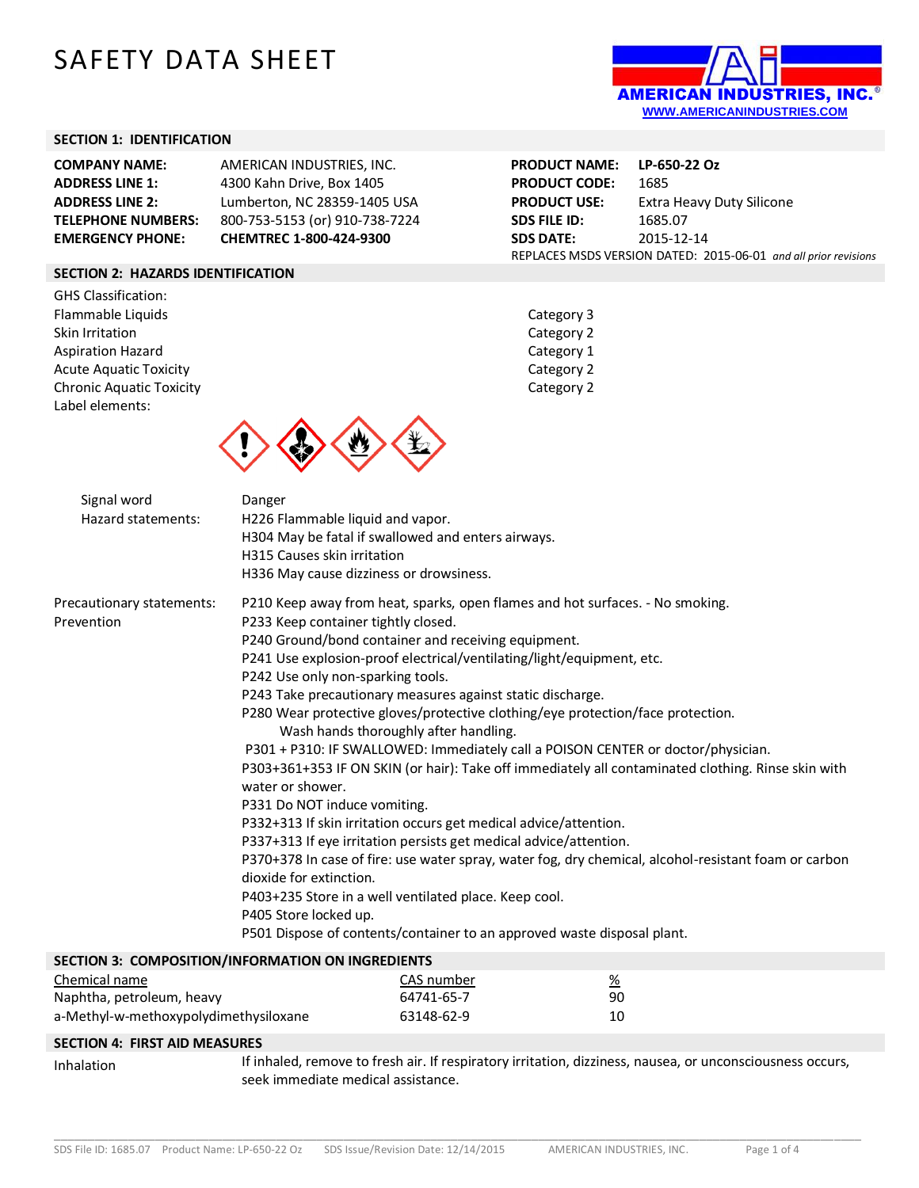# SAFETY DATA SHEET

AMERICAN INDUSTRIES, INC.®
WWW.AMERICANINDUSTRIES.COM

## SECTION 1: IDENTIFICATION

| | |
|---|---|
| **COMPANY NAME:** | AMERICAN INDUSTRIES, INC. |
| **ADDRESS LINE 1:** | 4300 Kahn Drive, Box 1405 |
| **ADDRESS LINE 2:** | Lumberton, NC 28359-1405 USA |
| **TELEPHONE NUMBERS:** | 800-753-5153 (or) 910-738-7224 |
| **EMERGENCY PHONE:** | **CHEMTREC 1-800-424-9300** |

| | |
|---|---|
| **PRODUCT NAME:** | **LP-650-22 Oz** |
| **PRODUCT CODE:** | 1685 |
| **PRODUCT USE:** | Extra Heavy Duty Silicone |
| **SDS FILE ID:** | 1685.07 |
| **SDS DATE:** | 2015-12-14 |

REPLACES MSDS VERSION DATED: 2015-06-01 *and all prior revisions*

## SECTION 2: HAZARDS IDENTIFICATION

GHS Classification:

| | |
|---|---|
| Flammable Liquids | Category 3 |
| Skin Irritation | Category 2 |
| Aspiration Hazard | Category 1 |
| Acute Aquatic Toxicity | Category 2 |
| Chronic Aquatic Toxicity | Category 2 |

Label elements:

Signal word: Danger

Hazard statements:
- H226 Flammable liquid and vapor.
- H304 May be fatal if swallowed and enters airways.
- H315 Causes skin irritation
- H336 May cause dizziness or drowsiness.

Precautionary statements: Prevention
- P210 Keep away from heat, sparks, open flames and hot surfaces. - No smoking.
- P233 Keep container tightly closed.
- P240 Ground/bond container and receiving equipment.
- P241 Use explosion-proof electrical/ventilating/light/equipment, etc.
- P242 Use only non-sparking tools.
- P243 Take precautionary measures against static discharge.
- P280 Wear protective gloves/protective clothing/eye protection/face protection. Wash hands thoroughly after handling.
- P301 + P310: IF SWALLOWED: Immediately call a POISON CENTER or doctor/physician.
- P303+361+353 IF ON SKIN (or hair): Take off immediately all contaminated clothing. Rinse skin with water or shower.
- P331 Do NOT induce vomiting.
- P332+313 If skin irritation occurs get medical advice/attention.
- P337+313 If eye irritation persists get medical advice/attention.
- P370+378 In case of fire: use water spray, water fog, dry chemical, alcohol-resistant foam or carbon dioxide for extinction.
- P403+235 Store in a well ventilated place. Keep cool.
- P405 Store locked up.
- P501 Dispose of contents/container to an approved waste disposal plant.

## SECTION 3: COMPOSITION/INFORMATION ON INGREDIENTS

| Chemical name | CAS number | % |
|---|---|---|
| Naphtha, petroleum, heavy | 64741-65-7 | 90 |
| a-Methyl-w-methoxypolydimethysiloxane | 63148-62-9 | 10 |

## SECTION 4: FIRST AID MEASURES

**Inhalation:** If inhaled, remove to fresh air. If respiratory irritation, dizziness, nausea, or unconsciousness occurs, seek immediate medical assistance.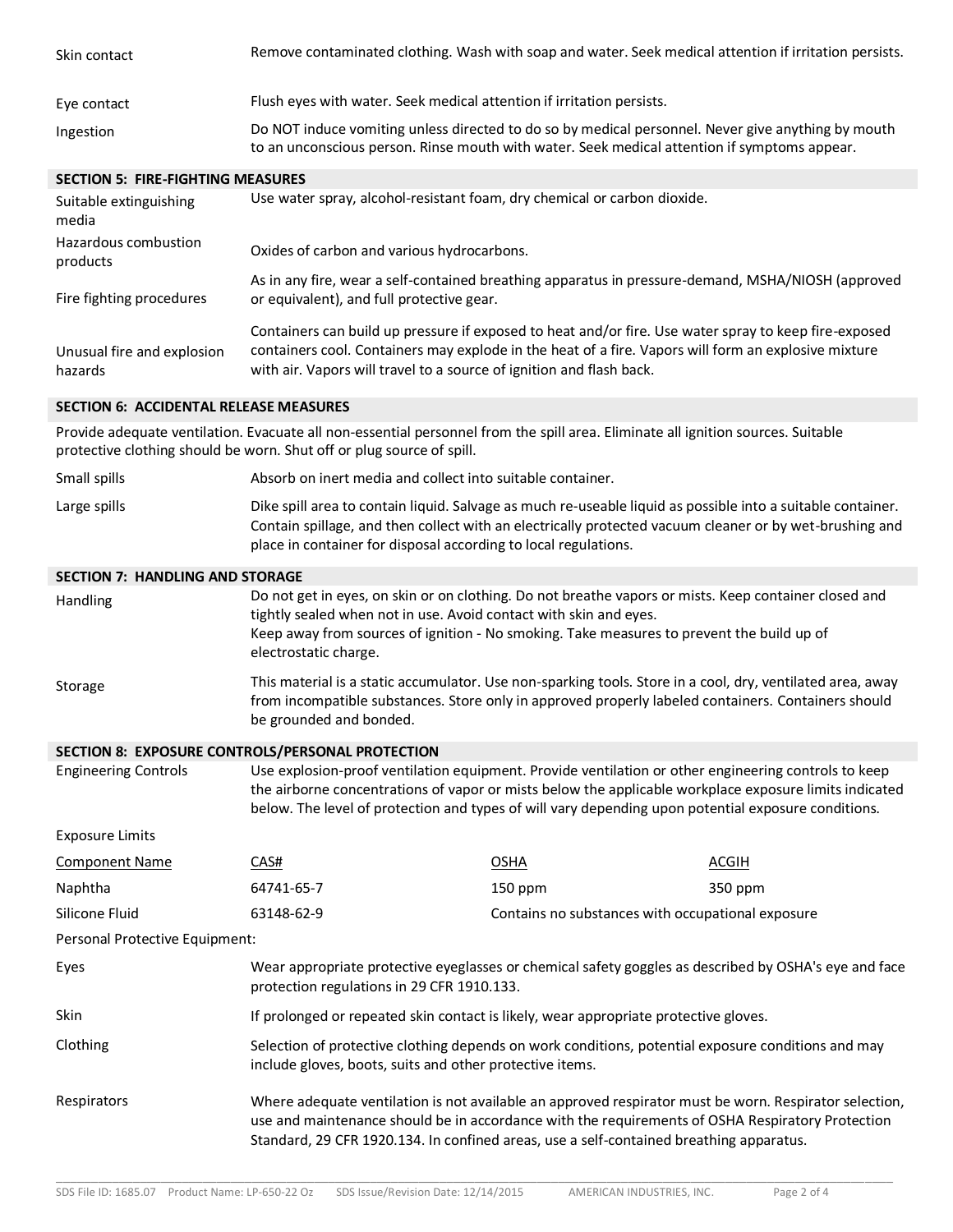| | |
|---|---|
| Skin contact | Remove contaminated clothing. Wash with soap and water. Seek medical attention if irritation persists. |
| Eye contact | Flush eyes with water. Seek medical attention if irritation persists. |
| Ingestion | Do NOT induce vomiting unless directed to do so by medical personnel. Never give anything by mouth to an unconscious person. Rinse mouth with water. Seek medical attention if symptoms appear. |

## SECTION 5: FIRE-FIGHTING MEASURES

| | |
|---|---|
| Suitable extinguishing media | Use water spray, alcohol-resistant foam, dry chemical or carbon dioxide. |
| Hazardous combustion products | Oxides of carbon and various hydrocarbons. |
| Fire fighting procedures | As in any fire, wear a self-contained breathing apparatus in pressure-demand, MSHA/NIOSH (approved or equivalent), and full protective gear. |
| Unusual fire and explosion hazards | Containers can build up pressure if exposed to heat and/or fire. Use water spray to keep fire-exposed containers cool. Containers may explode in the heat of a fire. Vapors will form an explosive mixture with air. Vapors will travel to a source of ignition and flash back. |

## SECTION 6: ACCIDENTAL RELEASE MEASURES

Provide adequate ventilation. Evacuate all non-essential personnel from the spill area. Eliminate all ignition sources. Suitable protective clothing should be worn. Shut off or plug source of spill.

| | |
|---|---|
| Small spills | Absorb on inert media and collect into suitable container. |
| Large spills | Dike spill area to contain liquid. Salvage as much re-useable liquid as possible into a suitable container. Contain spillage, and then collect with an electrically protected vacuum cleaner or by wet-brushing and place in container for disposal according to local regulations. |

## SECTION 7: HANDLING AND STORAGE

| | |
|---|---|
| Handling | Do not get in eyes, on skin or on clothing. Do not breathe vapors or mists. Keep container closed and tightly sealed when not in use. Avoid contact with skin and eyes.<br>Keep away from sources of ignition - No smoking. Take measures to prevent the build up of electrostatic charge. |
| Storage | This material is a static accumulator. Use non-sparking tools. Store in a cool, dry, ventilated area, away from incompatible substances. Store only in approved properly labeled containers. Containers should be grounded and bonded. |

## SECTION 8: EXPOSURE CONTROLS/PERSONAL PROTECTION

| | |
|---|---|
| Engineering Controls | Use explosion-proof ventilation equipment. Provide ventilation or other engineering controls to keep the airborne concentrations of vapor or mists below the applicable workplace exposure limits indicated below. The level of protection and types of will vary depending upon potential exposure conditions. |

Exposure Limits

| Component Name | CAS# | OSHA | ACGIH |
|---|---|---|---|
| Naphtha | 64741-65-7 | 150 ppm | 350 ppm |
| Silicone Fluid | 63148-62-9 | Contains no substances with occupational exposure | |

Personal Protective Equipment:

| | |
|---|---|
| Eyes | Wear appropriate protective eyeglasses or chemical safety goggles as described by OSHA's eye and face protection regulations in 29 CFR 1910.133. |
| Skin | If prolonged or repeated skin contact is likely, wear appropriate protective gloves. |
| Clothing | Selection of protective clothing depends on work conditions, potential exposure conditions and may include gloves, boots, suits and other protective items. |
| Respirators | Where adequate ventilation is not available an approved respirator must be worn. Respirator selection, use and maintenance should be in accordance with the requirements of OSHA Respiratory Protection Standard, 29 CFR 1920.134. In confined areas, use a self-contained breathing apparatus. |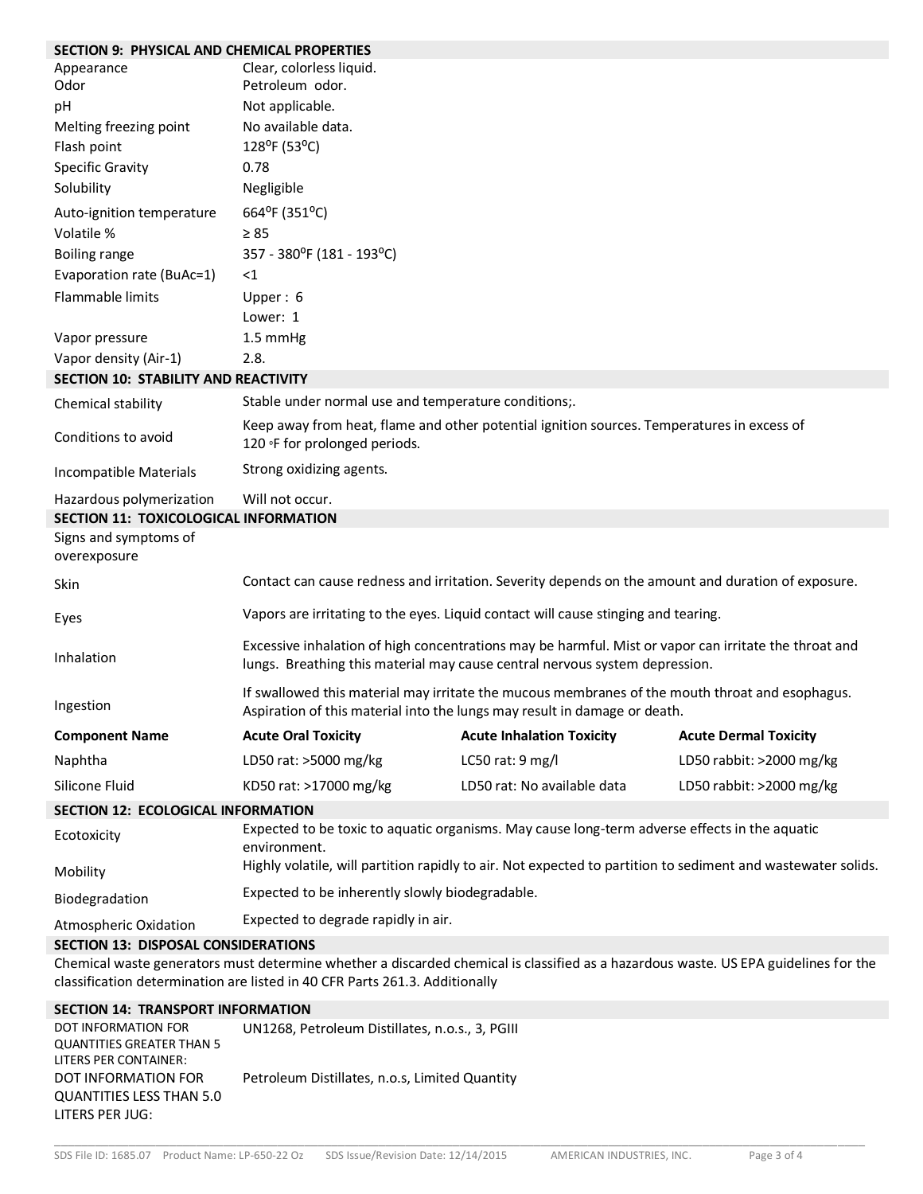## SECTION 9: PHYSICAL AND CHEMICAL PROPERTIES

| | |
|---|---|
| Appearance | Clear, colorless liquid. |
| Odor | Petroleum odor. |
| pH | Not applicable. |
| Melting freezing point | No available data. |
| Flash point | 128ºF (53ºC) |
| Specific Gravity | 0.78 |
| Solubility | Negligible |
| Auto-ignition temperature | 664ºF (351ºC) |
| Volatile % | ≥ 85 |
| Boiling range | 357 - 380ºF (181 - 193ºC) |
| Evaporation rate (BuAc=1) | <1 |
| Flammable limits | Upper : 6<br>Lower: 1 |
| Vapor pressure | 1.5 mmHg |
| Vapor density (Air-1) | 2.8. |

## SECTION 10: STABILITY AND REACTIVITY

| | |
|---|---|
| Chemical stability | Stable under normal use and temperature conditions;. |
| Conditions to avoid | Keep away from heat, flame and other potential ignition sources. Temperatures in excess of 120 ◦F for prolonged periods. |
| Incompatible Materials | Strong oxidizing agents. |
| Hazardous polymerization | Will not occur. |

## SECTION 11: TOXICOLOGICAL INFORMATION

Signs and symptoms of overexposure

| | |
|---|---|
| Skin | Contact can cause redness and irritation. Severity depends on the amount and duration of exposure. |
| Eyes | Vapors are irritating to the eyes. Liquid contact will cause stinging and tearing. |
| Inhalation | Excessive inhalation of high concentrations may be harmful. Mist or vapor can irritate the throat and lungs. Breathing this material may cause central nervous system depression. |
| Ingestion | If swallowed this material may irritate the mucous membranes of the mouth throat and esophagus. Aspiration of this material into the lungs may result in damage or death. |

| Component Name | Acute Oral Toxicity | Acute Inhalation Toxicity | Acute Dermal Toxicity |
|---|---|---|---|
| Naphtha | LD50 rat: >5000 mg/kg | LC50 rat: 9 mg/l | LD50 rabbit: >2000 mg/kg |
| Silicone Fluid | KD50 rat: >17000 mg/kg | LD50 rat: No available data | LD50 rabbit: >2000 mg/kg |

## SECTION 12: ECOLOGICAL INFORMATION

| | |
|---|---|
| Ecotoxicity | Expected to be toxic to aquatic organisms. May cause long-term adverse effects in the aquatic environment. |
| Mobility | Highly volatile, will partition rapidly to air. Not expected to partition to sediment and wastewater solids. |
| Biodegradation | Expected to be inherently slowly biodegradable. |
| Atmospheric Oxidation | Expected to degrade rapidly in air. |

## SECTION 13: DISPOSAL CONSIDERATIONS

Chemical waste generators must determine whether a discarded chemical is classified as a hazardous waste. US EPA guidelines for the classification determination are listed in 40 CFR Parts 261.3. Additionally

## SECTION 14: TRANSPORT INFORMATION

| | |
|---|---|
| DOT INFORMATION FOR QUANTITIES GREATER THAN 5 LITERS PER CONTAINER: | UN1268, Petroleum Distillates, n.o.s., 3, PGIII |
| DOT INFORMATION FOR QUANTITIES LESS THAN 5.0 LITERS PER JUG: | Petroleum Distillates, n.o.s, Limited Quantity |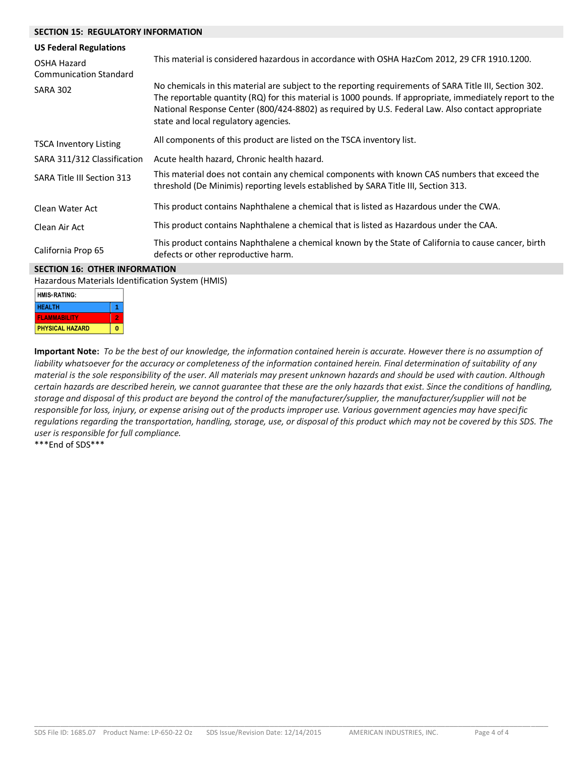## SECTION 15: REGULATORY INFORMATION

**US Federal Regulations**

| | |
|---|---|
| OSHA Hazard Communication Standard | This material is considered hazardous in accordance with OSHA HazCom 2012, 29 CFR 1910.1200. |
| SARA 302 | No chemicals in this material are subject to the reporting requirements of SARA Title III, Section 302. The reportable quantity (RQ) for this material is 1000 pounds. If appropriate, immediately report to the National Response Center (800/424-8802) as required by U.S. Federal Law. Also contact appropriate state and local regulatory agencies. |
| TSCA Inventory Listing | All components of this product are listed on the TSCA inventory list. |
| SARA 311/312 Classification | Acute health hazard, Chronic health hazard. |
| SARA Title III Section 313 | This material does not contain any chemical components with known CAS numbers that exceed the threshold (De Minimis) reporting levels established by SARA Title III, Section 313. |
| Clean Water Act | This product contains Naphthalene a chemical that is listed as Hazardous under the CWA. |
| Clean Air Act | This product contains Naphthalene a chemical that is listed as Hazardous under the CAA. |
| California Prop 65 | This product contains Naphthalene a chemical known by the State of California to cause cancer, birth defects or other reproductive harm. |

## SECTION 16: OTHER INFORMATION

Hazardous Materials Identification System (HMIS)

| HMIS® RATING: | |
|---|---|
| HEALTH | 1 |
| FLAMMABILITY | 2 |
| PHYSICAL HAZARD | 0 |

**Important Note:** *To be the best of our knowledge, the information contained herein is accurate. However there is no assumption of liability whatsoever for the accuracy or completeness of the information contained herein. Final determination of suitability of any material is the sole responsibility of the user. All materials may present unknown hazards and should be used with caution. Although certain hazards are described herein, we cannot guarantee that these are the only hazards that exist. Since the conditions of handling, storage and disposal of this product are beyond the control of the manufacturer/supplier, the manufacturer/supplier will not be responsible for loss, injury, or expense arising out of the products improper use. Various government agencies may have specific regulations regarding the transportation, handling, storage, use, or disposal of this product which may not be covered by this SDS. The user is responsible for full compliance.*

***End of SDS***